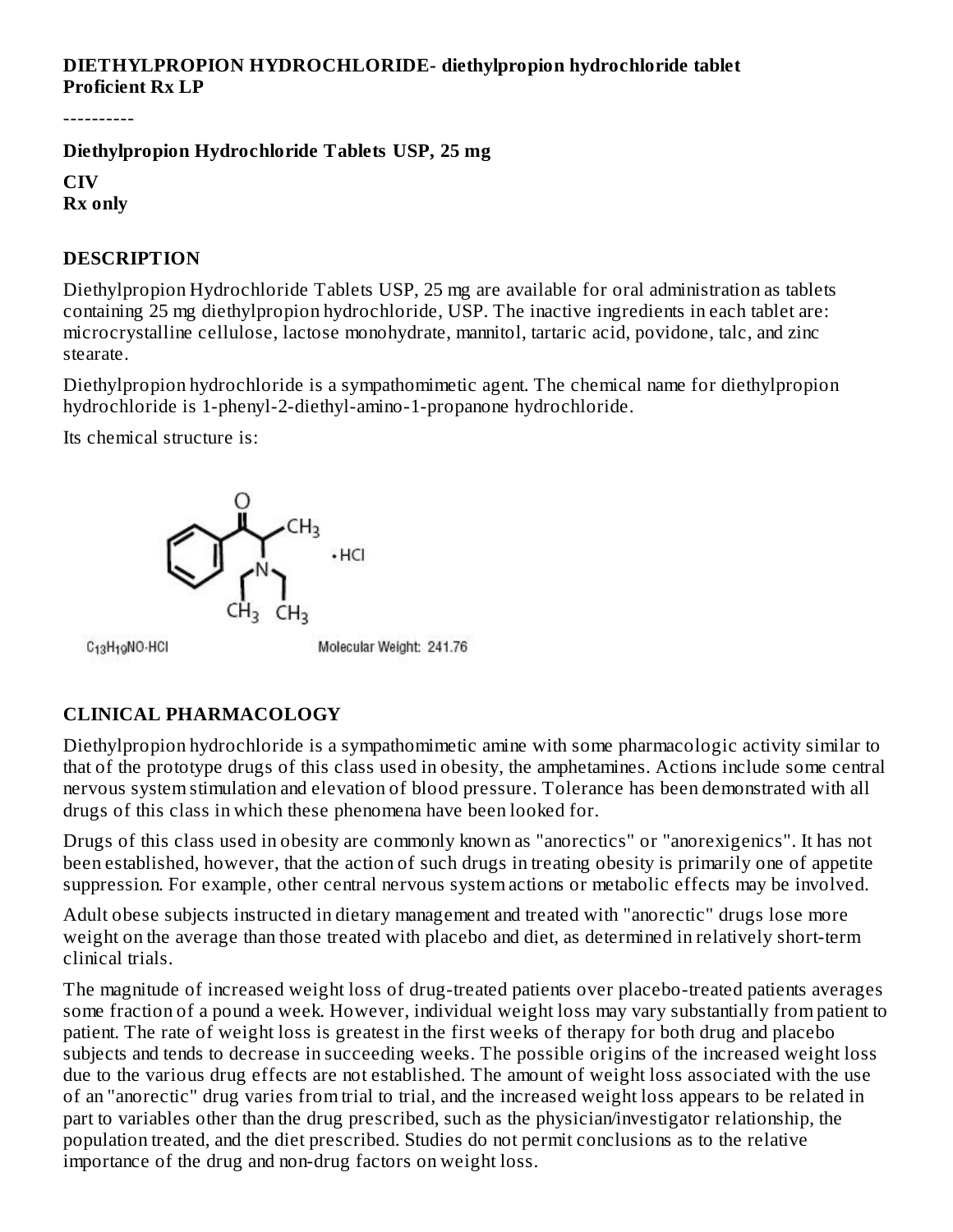**DIETHYLPROPION HYDROCHLORIDE- diethylpropion hydrochloride tablet**
**Proficient Rx LP**

----------

**Diethylpropion Hydrochloride Tablets USP, 25 mg**

**CIV**
**Rx only**

## DESCRIPTION

Diethylpropion Hydrochloride Tablets USP, 25 mg are available for oral administration as tablets containing 25 mg diethylpropion hydrochloride, USP. The inactive ingredients in each tablet are: microcrystalline cellulose, lactose monohydrate, mannitol, tartaric acid, povidone, talc, and zinc stearate.

Diethylpropion hydrochloride is a sympathomimetic agent. The chemical name for diethylpropion hydrochloride is 1-phenyl-2-diethyl-amino-1-propanone hydrochloride.

Its chemical structure is:

$C_{13}H_{19}NO \cdot HCl$ Molecular Weight: 241.76

## CLINICAL PHARMACOLOGY

Diethylpropion hydrochloride is a sympathomimetic amine with some pharmacologic activity similar to that of the prototype drugs of this class used in obesity, the amphetamines. Actions include some central nervous system stimulation and elevation of blood pressure. Tolerance has been demonstrated with all drugs of this class in which these phenomena have been looked for.

Drugs of this class used in obesity are commonly known as "anorectics" or "anorexigenics". It has not been established, however, that the action of such drugs in treating obesity is primarily one of appetite suppression. For example, other central nervous system actions or metabolic effects may be involved.

Adult obese subjects instructed in dietary management and treated with "anorectic" drugs lose more weight on the average than those treated with placebo and diet, as determined in relatively short-term clinical trials.

The magnitude of increased weight loss of drug-treated patients over placebo-treated patients averages some fraction of a pound a week. However, individual weight loss may vary substantially from patient to patient. The rate of weight loss is greatest in the first weeks of therapy for both drug and placebo subjects and tends to decrease in succeeding weeks. The possible origins of the increased weight loss due to the various drug effects are not established. The amount of weight loss associated with the use of an "anorectic" drug varies from trial to trial, and the increased weight loss appears to be related in part to variables other than the drug prescribed, such as the physician/investigator relationship, the population treated, and the diet prescribed. Studies do not permit conclusions as to the relative importance of the drug and non-drug factors on weight loss.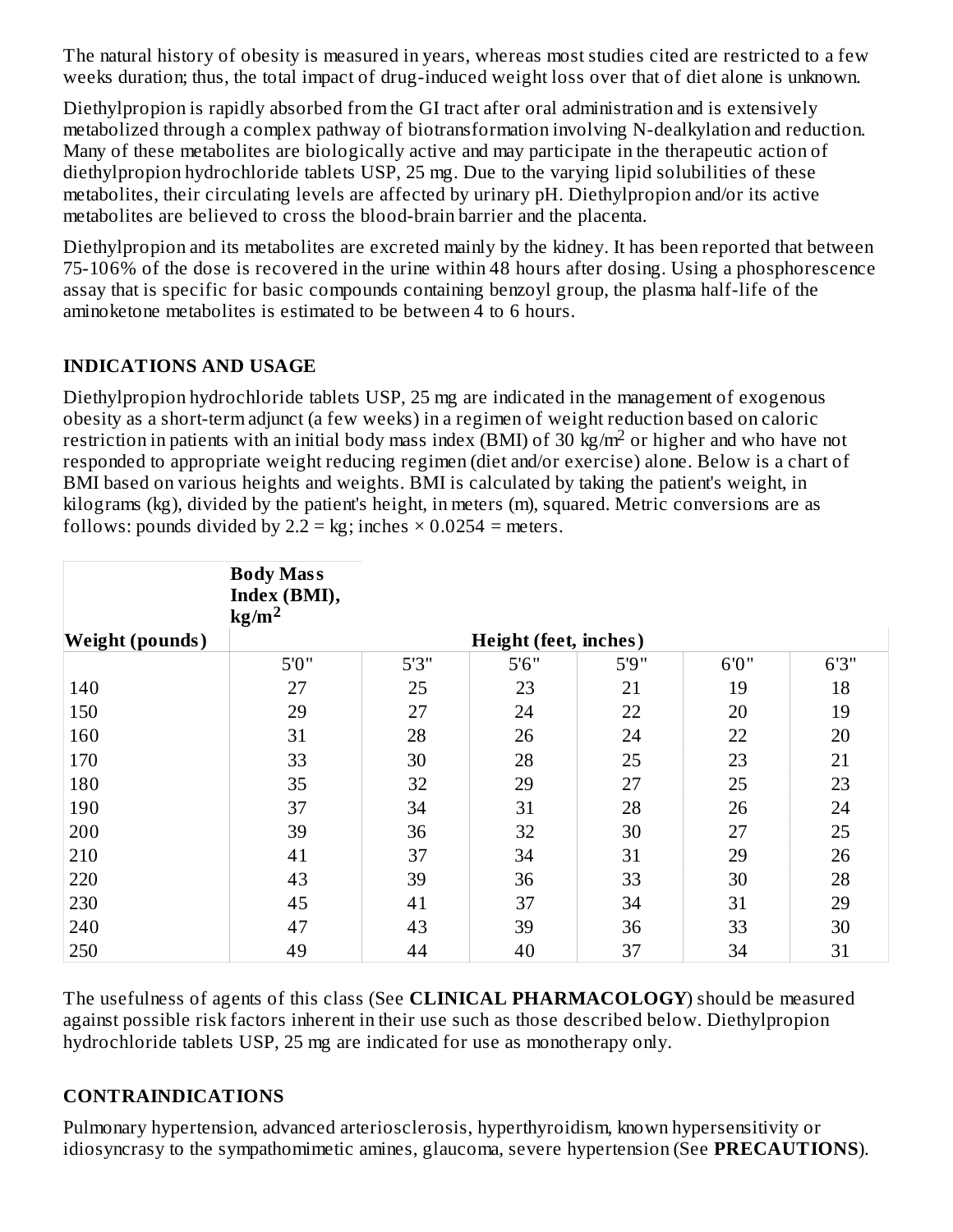The natural history of obesity is measured in years, whereas most studies cited are restricted to a few weeks duration; thus, the total impact of drug-induced weight loss over that of diet alone is unknown.

Diethylpropion is rapidly absorbed from the GI tract after oral administration and is extensively metabolized through a complex pathway of biotransformation involving N-dealkylation and reduction. Many of these metabolites are biologically active and may participate in the therapeutic action of diethylpropion hydrochloride tablets USP, 25 mg. Due to the varying lipid solubilities of these metabolites, their circulating levels are affected by urinary pH. Diethylpropion and/or its active metabolites are believed to cross the blood-brain barrier and the placenta.

Diethylpropion and its metabolites are excreted mainly by the kidney. It has been reported that between 75-106% of the dose is recovered in the urine within 48 hours after dosing. Using a phosphorescence assay that is specific for basic compounds containing benzoyl group, the plasma half-life of the aminoketone metabolites is estimated to be between 4 to 6 hours.

## INDICATIONS AND USAGE

Diethylpropion hydrochloride tablets USP, 25 mg are indicated in the management of exogenous obesity as a short-term adjunct (a few weeks) in a regimen of weight reduction based on caloric restriction in patients with an initial body mass index (BMI) of 30 $kg/m^2$ or higher and who have not responded to appropriate weight reducing regimen (diet and/or exercise) alone. Below is a chart of BMI based on various heights and weights. BMI is calculated by taking the patient's weight, in kilograms (kg), divided by the patient's height, in meters (m), squared. Metric conversions are as follows: pounds divided by 2.2 = kg; inches × 0.0254 = meters.

| | **Body Mass Index (BMI), $kg/m^2$** | | | | | |
|---|---|---|---|---|---|---|
| **Weight (pounds)** | **Height (feet, inches)** | | | | | |
| | 5'0" | 5'3" | 5'6" | 5'9" | 6'0" | 6'3" |
| 140 | 27 | 25 | 23 | 21 | 19 | 18 |
| 150 | 29 | 27 | 24 | 22 | 20 | 19 |
| 160 | 31 | 28 | 26 | 24 | 22 | 20 |
| 170 | 33 | 30 | 28 | 25 | 23 | 21 |
| 180 | 35 | 32 | 29 | 27 | 25 | 23 |
| 190 | 37 | 34 | 31 | 28 | 26 | 24 |
| 200 | 39 | 36 | 32 | 30 | 27 | 25 |
| 210 | 41 | 37 | 34 | 31 | 29 | 26 |
| 220 | 43 | 39 | 36 | 33 | 30 | 28 |
| 230 | 45 | 41 | 37 | 34 | 31 | 29 |
| 240 | 47 | 43 | 39 | 36 | 33 | 30 |
| 250 | 49 | 44 | 40 | 37 | 34 | 31 |

The usefulness of agents of this class (See **CLINICAL PHARMACOLOGY**) should be measured against possible risk factors inherent in their use such as those described below. Diethylpropion hydrochloride tablets USP, 25 mg are indicated for use as monotherapy only.

## CONTRAINDICATIONS

Pulmonary hypertension, advanced arteriosclerosis, hyperthyroidism, known hypersensitivity or idiosyncrasy to the sympathomimetic amines, glaucoma, severe hypertension (See **PRECAUTIONS**).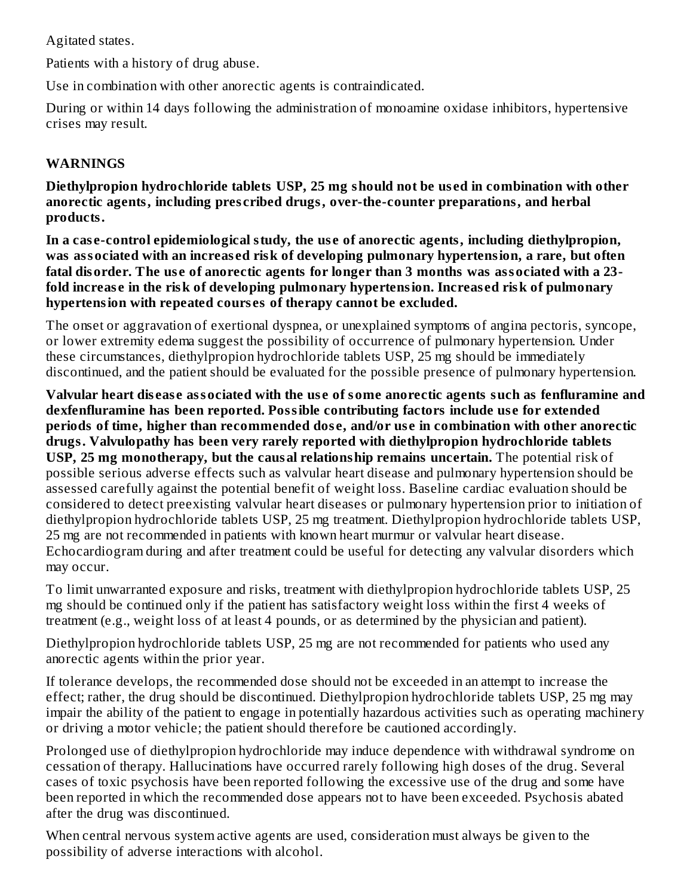Agitated states.

Patients with a history of drug abuse.

Use in combination with other anorectic agents is contraindicated.

During or within 14 days following the administration of monoamine oxidase inhibitors, hypertensive crises may result.

## WARNINGS

**Diethylpropion hydrochloride tablets USP, 25 mg should not be used in combination with other anorectic agents, including prescribed drugs, over-the-counter preparations, and herbal products.**

**In a case-control epidemiological study, the use of anorectic agents, including diethylpropion, was associated with an increased risk of developing pulmonary hypertension, a rare, but often fatal disorder. The use of anorectic agents for longer than 3 months was associated with a 23-fold increase in the risk of developing pulmonary hypertension. Increased risk of pulmonary hypertension with repeated courses of therapy cannot be excluded.**

The onset or aggravation of exertional dyspnea, or unexplained symptoms of angina pectoris, syncope, or lower extremity edema suggest the possibility of occurrence of pulmonary hypertension. Under these circumstances, diethylpropion hydrochloride tablets USP, 25 mg should be immediately discontinued, and the patient should be evaluated for the possible presence of pulmonary hypertension.

**Valvular heart disease associated with the use of some anorectic agents such as fenfluramine and dexfenfluramine has been reported. Possible contributing factors include use for extended periods of time, higher than recommended dose, and/or use in combination with other anorectic drugs. Valvulopathy has been very rarely reported with diethylpropion hydrochloride tablets USP, 25 mg monotherapy, but the causal relationship remains uncertain.** The potential risk of possible serious adverse effects such as valvular heart disease and pulmonary hypertension should be assessed carefully against the potential benefit of weight loss. Baseline cardiac evaluation should be considered to detect preexisting valvular heart diseases or pulmonary hypertension prior to initiation of diethylpropion hydrochloride tablets USP, 25 mg treatment. Diethylpropion hydrochloride tablets USP, 25 mg are not recommended in patients with known heart murmur or valvular heart disease. Echocardiogram during and after treatment could be useful for detecting any valvular disorders which may occur.

To limit unwarranted exposure and risks, treatment with diethylpropion hydrochloride tablets USP, 25 mg should be continued only if the patient has satisfactory weight loss within the first 4 weeks of treatment (e.g., weight loss of at least 4 pounds, or as determined by the physician and patient).

Diethylpropion hydrochloride tablets USP, 25 mg are not recommended for patients who used any anorectic agents within the prior year.

If tolerance develops, the recommended dose should not be exceeded in an attempt to increase the effect; rather, the drug should be discontinued. Diethylpropion hydrochloride tablets USP, 25 mg may impair the ability of the patient to engage in potentially hazardous activities such as operating machinery or driving a motor vehicle; the patient should therefore be cautioned accordingly.

Prolonged use of diethylpropion hydrochloride may induce dependence with withdrawal syndrome on cessation of therapy. Hallucinations have occurred rarely following high doses of the drug. Several cases of toxic psychosis have been reported following the excessive use of the drug and some have been reported in which the recommended dose appears not to have been exceeded. Psychosis abated after the drug was discontinued.

When central nervous system active agents are used, consideration must always be given to the possibility of adverse interactions with alcohol.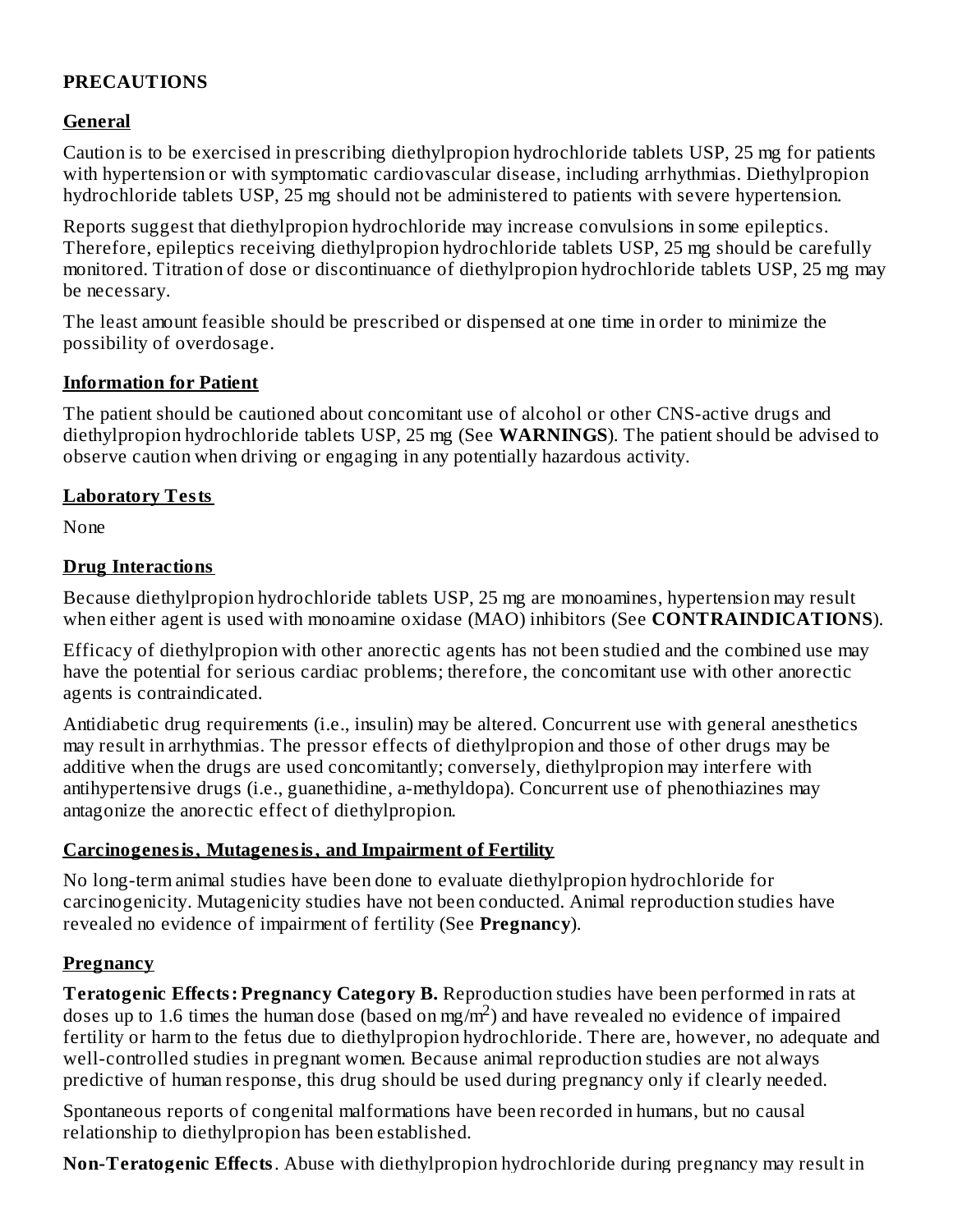## PRECAUTIONS

### General

Caution is to be exercised in prescribing diethylpropion hydrochloride tablets USP, 25 mg for patients with hypertension or with symptomatic cardiovascular disease, including arrhythmias. Diethylpropion hydrochloride tablets USP, 25 mg should not be administered to patients with severe hypertension.

Reports suggest that diethylpropion hydrochloride may increase convulsions in some epileptics. Therefore, epileptics receiving diethylpropion hydrochloride tablets USP, 25 mg should be carefully monitored. Titration of dose or discontinuance of diethylpropion hydrochloride tablets USP, 25 mg may be necessary.

The least amount feasible should be prescribed or dispensed at one time in order to minimize the possibility of overdosage.

### Information for Patient

The patient should be cautioned about concomitant use of alcohol or other CNS-active drugs and diethylpropion hydrochloride tablets USP, 25 mg (See **WARNINGS**). The patient should be advised to observe caution when driving or engaging in any potentially hazardous activity.

### Laboratory Tests

None

### Drug Interactions

Because diethylpropion hydrochloride tablets USP, 25 mg are monoamines, hypertension may result when either agent is used with monoamine oxidase (MAO) inhibitors (See **CONTRAINDICATIONS**).

Efficacy of diethylpropion with other anorectic agents has not been studied and the combined use may have the potential for serious cardiac problems; therefore, the concomitant use with other anorectic agents is contraindicated.

Antidiabetic drug requirements (i.e., insulin) may be altered. Concurrent use with general anesthetics may result in arrhythmias. The pressor effects of diethylpropion and those of other drugs may be additive when the drugs are used concomitantly; conversely, diethylpropion may interfere with antihypertensive drugs (i.e., guanethidine, a-methyldopa). Concurrent use of phenothiazines may antagonize the anorectic effect of diethylpropion.

### Carcinogenesis, Mutagenesis, and Impairment of Fertility

No long-term animal studies have been done to evaluate diethylpropion hydrochloride for carcinogenicity. Mutagenicity studies have not been conducted. Animal reproduction studies have revealed no evidence of impairment of fertility (See **Pregnancy**).

### Pregnancy

**Teratogenic Effects: Pregnancy Category B.** Reproduction studies have been performed in rats at doses up to 1.6 times the human dose (based on $mg/m^2$) and have revealed no evidence of impaired fertility or harm to the fetus due to diethylpropion hydrochloride. There are, however, no adequate and well-controlled studies in pregnant women. Because animal reproduction studies are not always predictive of human response, this drug should be used during pregnancy only if clearly needed.

Spontaneous reports of congenital malformations have been recorded in humans, but no causal relationship to diethylpropion has been established.

**Non-Teratogenic Effects**. Abuse with diethylpropion hydrochloride during pregnancy may result in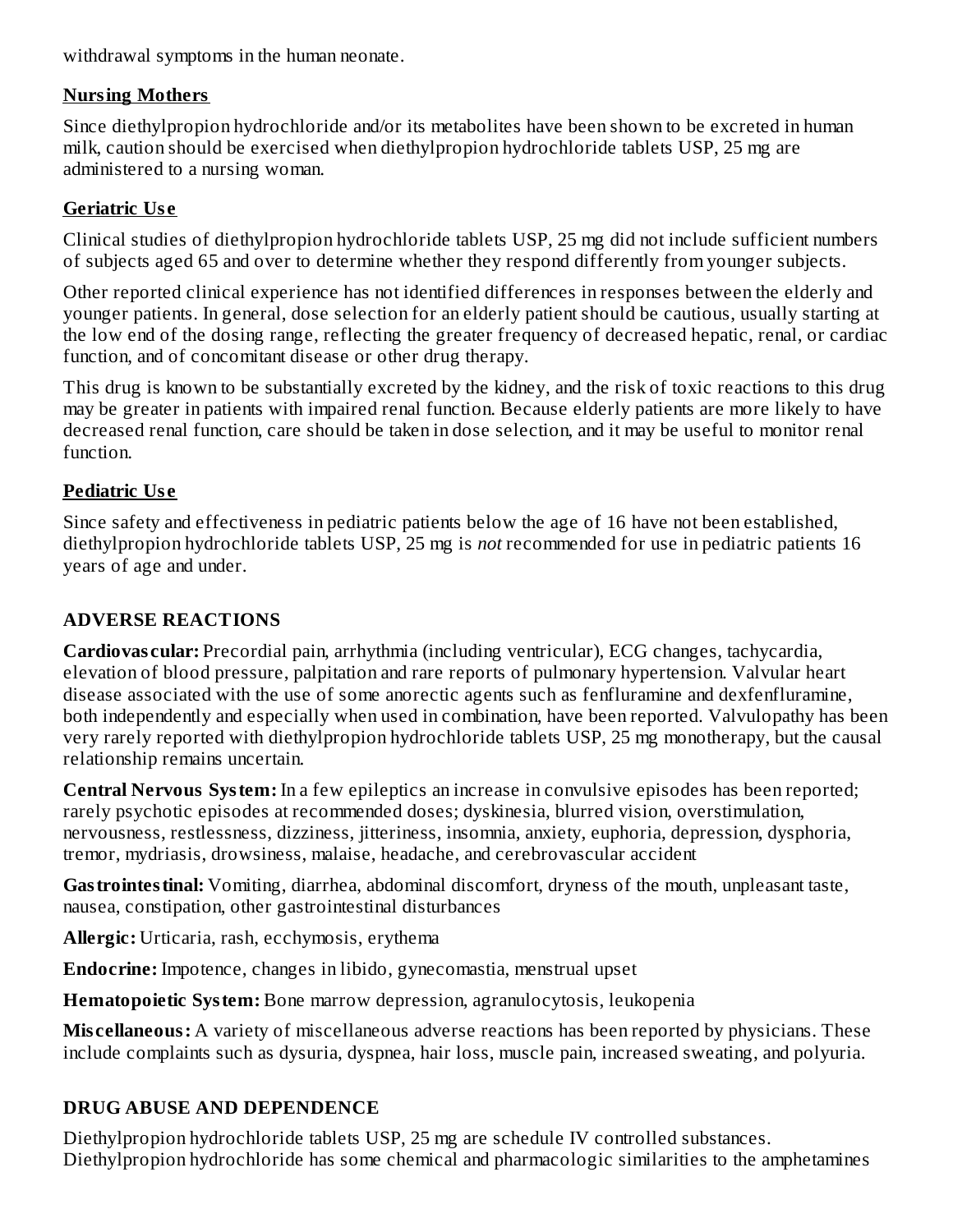withdrawal symptoms in the human neonate.

### Nursing Mothers

Since diethylpropion hydrochloride and/or its metabolites have been shown to be excreted in human milk, caution should be exercised when diethylpropion hydrochloride tablets USP, 25 mg are administered to a nursing woman.

### Geriatric Use

Clinical studies of diethylpropion hydrochloride tablets USP, 25 mg did not include sufficient numbers of subjects aged 65 and over to determine whether they respond differently from younger subjects.

Other reported clinical experience has not identified differences in responses between the elderly and younger patients. In general, dose selection for an elderly patient should be cautious, usually starting at the low end of the dosing range, reflecting the greater frequency of decreased hepatic, renal, or cardiac function, and of concomitant disease or other drug therapy.

This drug is known to be substantially excreted by the kidney, and the risk of toxic reactions to this drug may be greater in patients with impaired renal function. Because elderly patients are more likely to have decreased renal function, care should be taken in dose selection, and it may be useful to monitor renal function.

### Pediatric Use

Since safety and effectiveness in pediatric patients below the age of 16 have not been established, diethylpropion hydrochloride tablets USP, 25 mg is *not* recommended for use in pediatric patients 16 years of age and under.

## ADVERSE REACTIONS

**Cardiovascular:** Precordial pain, arrhythmia (including ventricular), ECG changes, tachycardia, elevation of blood pressure, palpitation and rare reports of pulmonary hypertension. Valvular heart disease associated with the use of some anorectic agents such as fenfluramine and dexfenfluramine, both independently and especially when used in combination, have been reported. Valvulopathy has been very rarely reported with diethylpropion hydrochloride tablets USP, 25 mg monotherapy, but the causal relationship remains uncertain.

**Central Nervous System:** In a few epileptics an increase in convulsive episodes has been reported; rarely psychotic episodes at recommended doses; dyskinesia, blurred vision, overstimulation, nervousness, restlessness, dizziness, jitteriness, insomnia, anxiety, euphoria, depression, dysphoria, tremor, mydriasis, drowsiness, malaise, headache, and cerebrovascular accident

**Gastrointestinal:** Vomiting, diarrhea, abdominal discomfort, dryness of the mouth, unpleasant taste, nausea, constipation, other gastrointestinal disturbances

**Allergic:** Urticaria, rash, ecchymosis, erythema

**Endocrine:** Impotence, changes in libido, gynecomastia, menstrual upset

**Hematopoietic System:** Bone marrow depression, agranulocytosis, leukopenia

**Miscellaneous:** A variety of miscellaneous adverse reactions has been reported by physicians. These include complaints such as dysuria, dyspnea, hair loss, muscle pain, increased sweating, and polyuria.

## DRUG ABUSE AND DEPENDENCE

Diethylpropion hydrochloride tablets USP, 25 mg are schedule IV controlled substances. Diethylpropion hydrochloride has some chemical and pharmacologic similarities to the amphetamines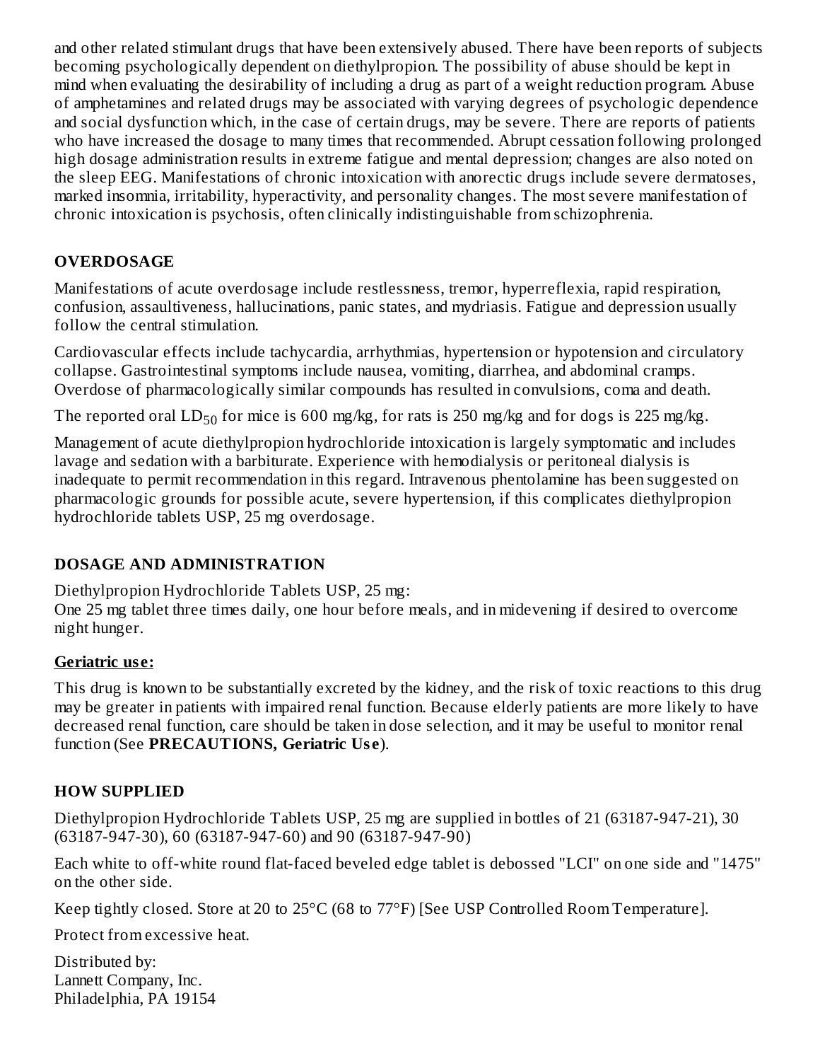and other related stimulant drugs that have been extensively abused. There have been reports of subjects becoming psychologically dependent on diethylpropion. The possibility of abuse should be kept in mind when evaluating the desirability of including a drug as part of a weight reduction program. Abuse of amphetamines and related drugs may be associated with varying degrees of psychologic dependence and social dysfunction which, in the case of certain drugs, may be severe. There are reports of patients who have increased the dosage to many times that recommended. Abrupt cessation following prolonged high dosage administration results in extreme fatigue and mental depression; changes are also noted on the sleep EEG. Manifestations of chronic intoxication with anorectic drugs include severe dermatoses, marked insomnia, irritability, hyperactivity, and personality changes. The most severe manifestation of chronic intoxication is psychosis, often clinically indistinguishable from schizophrenia.

## OVERDOSAGE

Manifestations of acute overdosage include restlessness, tremor, hyperreflexia, rapid respiration, confusion, assaultiveness, hallucinations, panic states, and mydriasis. Fatigue and depression usually follow the central stimulation.

Cardiovascular effects include tachycardia, arrhythmias, hypertension or hypotension and circulatory collapse. Gastrointestinal symptoms include nausea, vomiting, diarrhea, and abdominal cramps. Overdose of pharmacologically similar compounds has resulted in convulsions, coma and death.

The reported oral $LD_{50}$ for mice is 600 mg/kg, for rats is 250 mg/kg and for dogs is 225 mg/kg.

Management of acute diethylpropion hydrochloride intoxication is largely symptomatic and includes lavage and sedation with a barbiturate. Experience with hemodialysis or peritoneal dialysis is inadequate to permit recommendation in this regard. Intravenous phentolamine has been suggested on pharmacologic grounds for possible acute, severe hypertension, if this complicates diethylpropion hydrochloride tablets USP, 25 mg overdosage.

## DOSAGE AND ADMINISTRATION

Diethylpropion Hydrochloride Tablets USP, 25 mg:
One 25 mg tablet three times daily, one hour before meals, and in midevening if desired to overcome night hunger.

### Geriatric use:

This drug is known to be substantially excreted by the kidney, and the risk of toxic reactions to this drug may be greater in patients with impaired renal function. Because elderly patients are more likely to have decreased renal function, care should be taken in dose selection, and it may be useful to monitor renal function (See **PRECAUTIONS, Geriatric Use**).

## HOW SUPPLIED

Diethylpropion Hydrochloride Tablets USP, 25 mg are supplied in bottles of 21 (63187-947-21), 30 (63187-947-30), 60 (63187-947-60) and 90 (63187-947-90)

Each white to off-white round flat-faced beveled edge tablet is debossed "LCI" on one side and "1475" on the other side.

Keep tightly closed. Store at 20 to 25°C (68 to 77°F) [See USP Controlled Room Temperature].

Protect from excessive heat.

Distributed by:
Lannett Company, Inc.
Philadelphia, PA 19154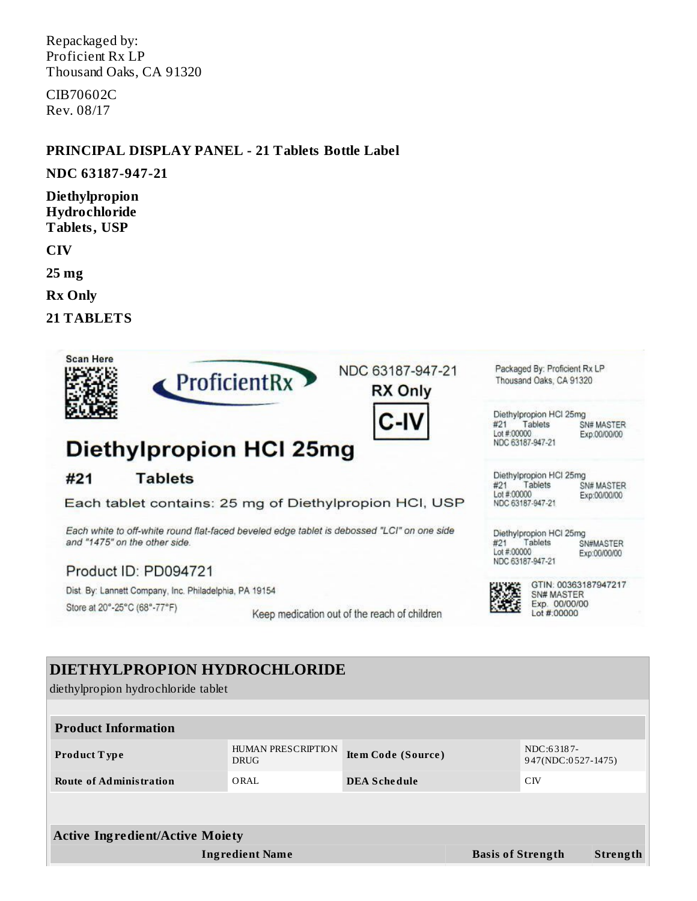Repackaged by:
Proficient Rx LP
Thousand Oaks, CA 91320

CIB70602C
Rev. 08/17

**PRINCIPAL DISPLAY PANEL - 21 Tablets Bottle Label**

**NDC 63187-947-21**

**Diethylpropion Hydrochloride Tablets, USP**

**CIV**

**25 mg**

**Rx Only**

**21 TABLETS**

Scan Here

ProficientRx

NDC 63187-947-21
RX Only

C-IV

Diethylpropion HCl 25mg

#21 Tablets

Each tablet contains: 25 mg of Diethylpropion HCl, USP

*Each white to off-white round flat-faced beveled edge tablet is debossed "LCI" on one side and "1475" on the other side.*

Product ID: PD094721

Dist. By: Lannett Company, Inc. Philadelphia, PA 19154

Store at 20°-25°C (68°-77°F)

Keep medication out of the reach of children

Packaged By: Proficient Rx LP
Thousand Oaks, CA 91320

Diethylpropion HCl 25mg
#21 Tablets SN# MASTER
Lot #:00000 Exp:00/00/00
NDC 63187-947-21

Diethylpropion HCl 25mg
#21 Tablets SN# MASTER
Lot #:00000 Exp:00/00/00
NDC 63187-947-21

Diethylpropion HCl 25mg
#21 Tablets SN#MASTER
Lot #:00000 Exp:00/00/00
NDC 63187-947-21

GTIN: 00363187947217
SN# MASTER
Exp. 00/00/00
Lot #:00000

## DIETHYLPROPION HYDROCHLORIDE

diethylpropion hydrochloride tablet

| **Product Information** | | | |
|---|---|---|---|
| **Product Type** | HUMAN PRESCRIPTION DRUG | **Item Code (Source)** | NDC:63187-947(NDC:0527-1475) |
| **Route of Administration** | ORAL | **DEA Schedule** | CIV |

| **Active Ingredient/Active Moiety** | | |
|---|---|---|
| **Ingredient Name** | **Basis of Strength** | **Strength** |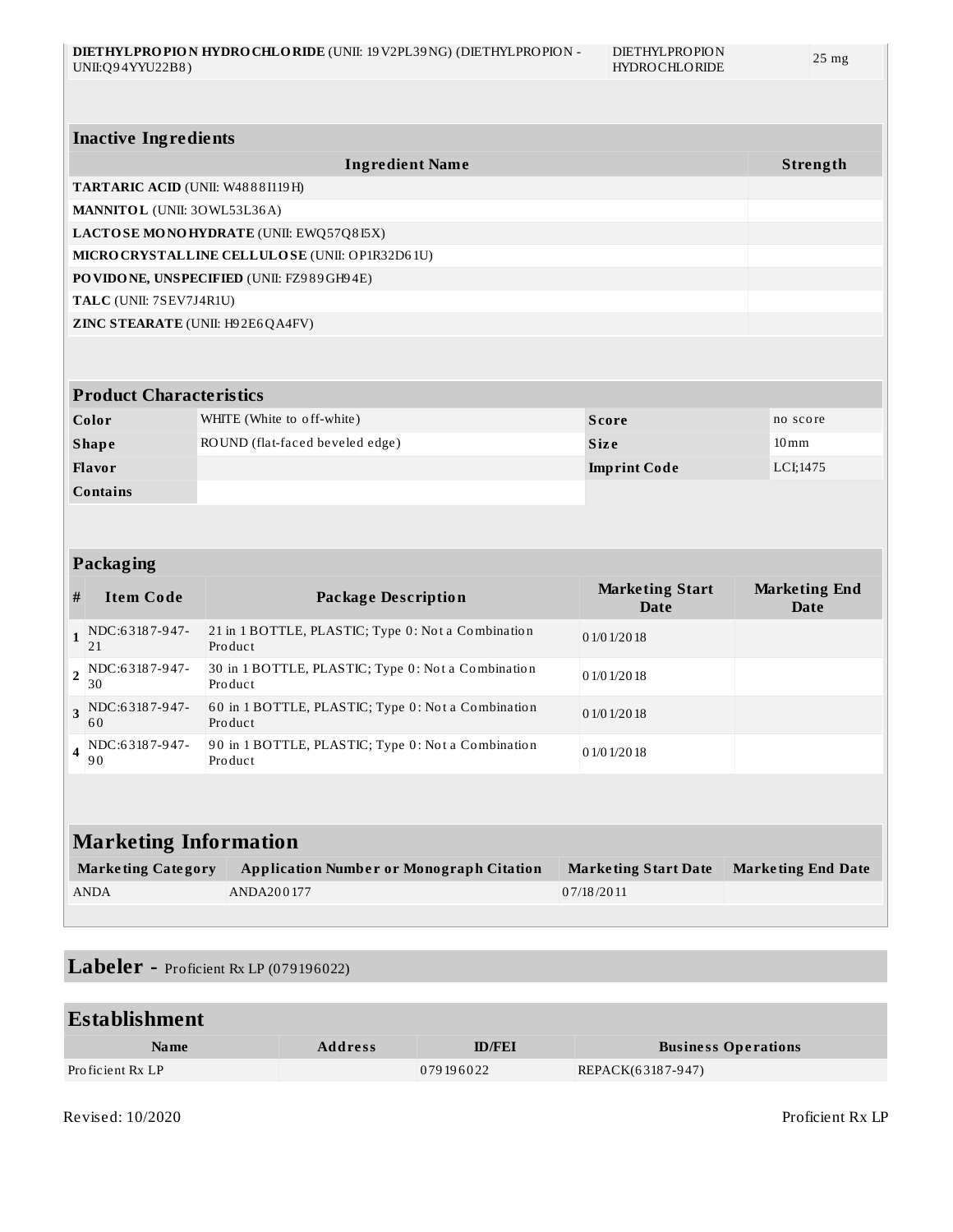| | | |
|---|---|---|
| **DIETHYLPROPION HYDROCHLORIDE** (UNII: 19V2PL39NG) (DIETHYLPROPION - UNII:Q94YYU22B8) | DIETHYLPROPION HYDROCHLORIDE | 25 mg |

| Inactive Ingredients | |
|---|---|
| **Ingredient Name** | **Strength** |
| **TARTARIC ACID** (UNII: W4888I119H) | |
| **MANNITOL** (UNII: 3OWL53L36A) | |
| **LACTOSE MONOHYDRATE** (UNII: EWQ57Q8I5X) | |
| **MICROCRYSTALLINE CELLULOSE** (UNII: OP1R32D61U) | |
| **POVIDONE, UNSPECIFIED** (UNII: FZ989GH94E) | |
| **TALC** (UNII: 7SEV7J4R1U) | |
| **ZINC STEARATE** (UNII: H92E6QA4FV) | |

| Product Characteristics | | | |
|---|---|---|---|
| **Color** | WHITE (White to off-white) | **Score** | no score |
| **Shape** | ROUND (flat-faced beveled edge) | **Size** | 10mm |
| **Flavor** | | **Imprint Code** | LCI;1475 |
| **Contains** | | | |

| Packaging | | | | |
|---|---|---|---|---|
| **#** | **Item Code** | **Package Description** | **Marketing Start Date** | **Marketing End Date** |
| 1 | NDC:63187-947-21 | 21 in 1 BOTTLE, PLASTIC; Type 0: Not a Combination Product | 01/01/2018 | |
| 2 | NDC:63187-947-30 | 30 in 1 BOTTLE, PLASTIC; Type 0: Not a Combination Product | 01/01/2018 | |
| 3 | NDC:63187-947-60 | 60 in 1 BOTTLE, PLASTIC; Type 0: Not a Combination Product | 01/01/2018 | |
| 4 | NDC:63187-947-90 | 90 in 1 BOTTLE, PLASTIC; Type 0: Not a Combination Product | 01/01/2018 | |

| Marketing Information | | | |
|---|---|---|---|
| **Marketing Category** | **Application Number or Monograph Citation** | **Marketing Start Date** | **Marketing End Date** |
| ANDA | ANDA200177 | 07/18/2011 | |

## Labeler - Proficient Rx LP (079196022)

## Establishment

| Name | Address | ID/FEI | Business Operations |
|---|---|---|---|
| Proficient Rx LP | | 079196022 | REPACK(63187-947) |

Revised: 10/2020

Proficient Rx LP